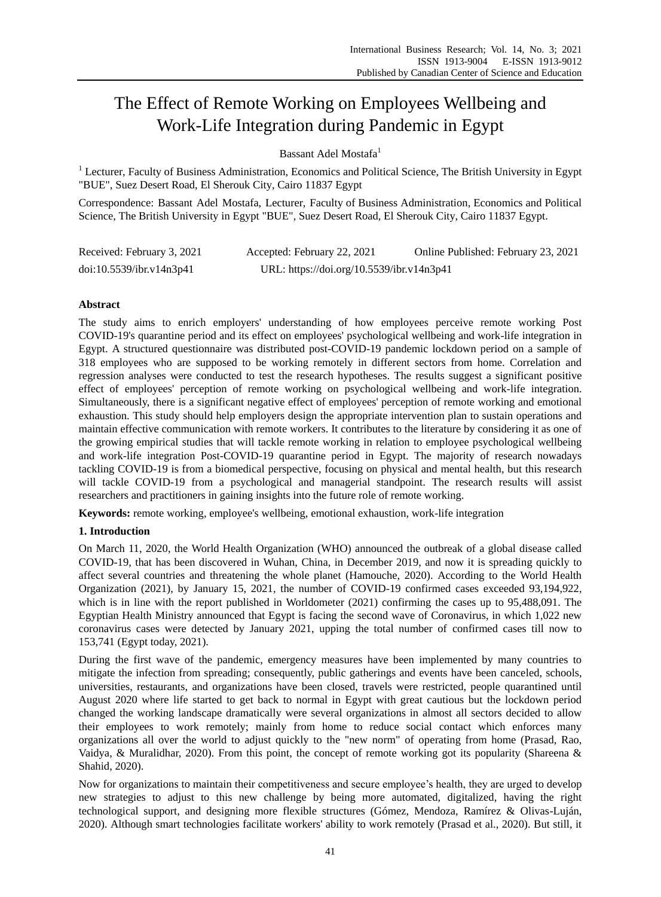# The Effect of Remote Working on Employees Wellbeing and Work-Life Integration during Pandemic in Egypt

Bassant Adel Mostafa[1]

[1] Lecturer, Faculty of Business Administration, Economics and Political Science, The British University in Egypt "BUE", Suez Desert Road, El Sherouk City, Cairo 11837 Egypt

Correspondence: Bassant Adel Mostafa, Lecturer, Faculty of Business Administration, Economics and Political Science, The British University in Egypt "BUE", Suez Desert Road, El Sherouk City, Cairo 11837 Egypt.

Received: February 3, 2021 Accepted: February 22, 2021 Online Published: February 23, 2021

doi:10.5539/ibr.v14n3p41 URL: https://doi.org/10.5539/ibr.v14n3p41

## Abstract

The study aims to enrich employers' understanding of how employees perceive remote working Post COVID-19's quarantine period and its effect on employees' psychological wellbeing and work-life integration in Egypt. A structured questionnaire was distributed post-COVID-19 pandemic lockdown period on a sample of 318 employees who are supposed to be working remotely in different sectors from home. Correlation and regression analyses were conducted to test the research hypotheses. The results suggest a significant positive effect of employees' perception of remote working on psychological wellbeing and work-life integration. Simultaneously, there is a significant negative effect of employees' perception of remote working and emotional exhaustion. This study should help employers design the appropriate intervention plan to sustain operations and maintain effective communication with remote workers. It contributes to the literature by considering it as one of the growing empirical studies that will tackle remote working in relation to employee psychological wellbeing and work-life integration Post-COVID-19 quarantine period in Egypt. The majority of research nowadays tackling COVID-19 is from a biomedical perspective, focusing on physical and mental health, but this research will tackle COVID-19 from a psychological and managerial standpoint. The research results will assist researchers and practitioners in gaining insights into the future role of remote working.

**Keywords:** remote working, employee's wellbeing, emotional exhaustion, work-life integration

## 1. Introduction

On March 11, 2020, the World Health Organization (WHO) announced the outbreak of a global disease called COVID-19, that has been discovered in Wuhan, China, in December 2019, and now it is spreading quickly to affect several countries and threatening the whole planet (Hamouche, 2020). According to the World Health Organization (2021), by January 15, 2021, the number of COVID-19 confirmed cases exceeded 93,194,922, which is in line with the report published in Worldometer (2021) confirming the cases up to 95,488,091. The Egyptian Health Ministry announced that Egypt is facing the second wave of Coronavirus, in which 1,022 new coronavirus cases were detected by January 2021, upping the total number of confirmed cases till now to 153,741 (Egypt today, 2021).

During the first wave of the pandemic, emergency measures have been implemented by many countries to mitigate the infection from spreading; consequently, public gatherings and events have been canceled, schools, universities, restaurants, and organizations have been closed, travels were restricted, people quarantined until August 2020 where life started to get back to normal in Egypt with great cautious but the lockdown period changed the working landscape dramatically were several organizations in almost all sectors decided to allow their employees to work remotely; mainly from home to reduce social contact which enforces many organizations all over the world to adjust quickly to the "new norm" of operating from home (Prasad, Rao, Vaidya, & Muralidhar, 2020). From this point, the concept of remote working got its popularity (Shareena & Shahid, 2020).

Now for organizations to maintain their competitiveness and secure employee's health, they are urged to develop new strategies to adjust to this new challenge by being more automated, digitalized, having the right technological support, and designing more flexible structures (Gómez, Mendoza, Ramírez & Olivas-Luján, 2020). Although smart technologies facilitate workers' ability to work remotely (Prasad et al., 2020). But still, it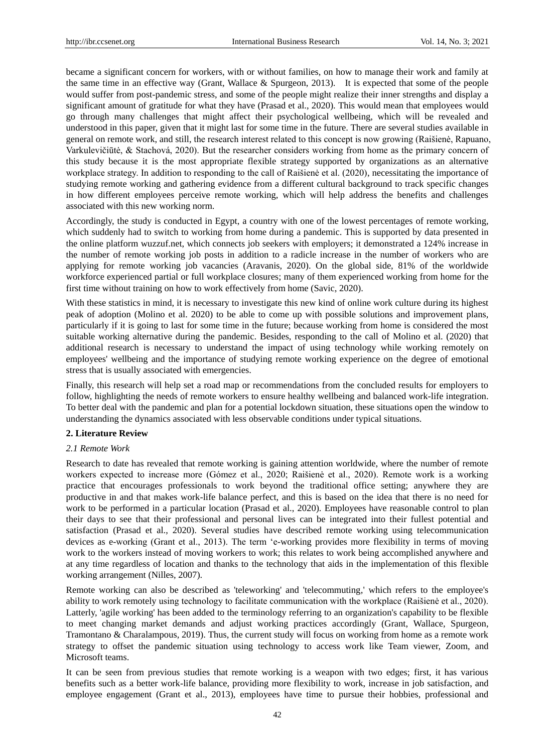became a significant concern for workers, with or without families, on how to manage their work and family at the same time in an effective way (Grant, Wallace & Spurgeon, 2013).  It is expected that some of the people would suffer from post-pandemic stress, and some of the people might realize their inner strengths and display a significant amount of gratitude for what they have (Prasad et al., 2020). This would mean that employees would go through many challenges that might affect their psychological wellbeing, which will be revealed and understood in this paper, given that it might last for some time in the future. There are several studies available in general on remote work, and still, the research interest related to this concept is now growing (Raišienė, Rapuano, Varkulevičiūtė, & Stachová, 2020). But the researcher considers working from home as the primary concern of this study because it is the most appropriate flexible strategy supported by organizations as an alternative workplace strategy. In addition to responding to the call of Raišienė et al. (2020), necessitating the importance of studying remote working and gathering evidence from a different cultural background to track specific changes in how different employees perceive remote working, which will help address the benefits and challenges associated with this new working norm.

Accordingly, the study is conducted in Egypt, a country with one of the lowest percentages of remote working, which suddenly had to switch to working from home during a pandemic. This is supported by data presented in the online platform wuzzuf.net, which connects job seekers with employers; it demonstrated a 124% increase in the number of remote working job posts in addition to a radicle increase in the number of workers who are applying for remote working job vacancies (Aravanis, 2020). On the global side, 81% of the worldwide workforce experienced partial or full workplace closures; many of them experienced working from home for the first time without training on how to work effectively from home (Savic, 2020).

With these statistics in mind, it is necessary to investigate this new kind of online work culture during its highest peak of adoption (Molino et al. 2020) to be able to come up with possible solutions and improvement plans, particularly if it is going to last for some time in the future; because working from home is considered the most suitable working alternative during the pandemic. Besides, responding to the call of Molino et al. (2020) that additional research is necessary to understand the impact of using technology while working remotely on employees' wellbeing and the importance of studying remote working experience on the degree of emotional stress that is usually associated with emergencies.

Finally, this research will help set a road map or recommendations from the concluded results for employers to follow, highlighting the needs of remote workers to ensure healthy wellbeing and balanced work-life integration. To better deal with the pandemic and plan for a potential lockdown situation, these situations open the window to understanding the dynamics associated with less observable conditions under typical situations.

## 2. Literature Review

### *2.1 Remote Work*

Research to date has revealed that remote working is gaining attention worldwide, where the number of remote workers expected to increase more (Gómez et al., 2020; Raišienė et al., 2020). Remote work is a working practice that encourages professionals to work beyond the traditional office setting; anywhere they are productive in and that makes work-life balance perfect, and this is based on the idea that there is no need for work to be performed in a particular location (Prasad et al., 2020). Employees have reasonable control to plan their days to see that their professional and personal lives can be integrated into their fullest potential and satisfaction (Prasad et al., 2020). Several studies have described remote working using telecommunication devices as e-working (Grant et al., 2013). The term 'e-working provides more flexibility in terms of moving work to the workers instead of moving workers to work; this relates to work being accomplished anywhere and at any time regardless of location and thanks to the technology that aids in the implementation of this flexible working arrangement (Nilles, 2007).

Remote working can also be described as 'teleworking' and 'telecommuting,' which refers to the employee's ability to work remotely using technology to facilitate communication with the workplace (Raišienė et al., 2020). Latterly, 'agile working' has been added to the terminology referring to an organization's capability to be flexible to meet changing market demands and adjust working practices accordingly (Grant, Wallace, Spurgeon, Tramontano & Charalampous, 2019). Thus, the current study will focus on working from home as a remote work strategy to offset the pandemic situation using technology to access work like Team viewer, Zoom, and Microsoft teams.

It can be seen from previous studies that remote working is a weapon with two edges; first, it has various benefits such as a better work-life balance, providing more flexibility to work, increase in job satisfaction, and employee engagement (Grant et al., 2013), employees have time to pursue their hobbies, professional and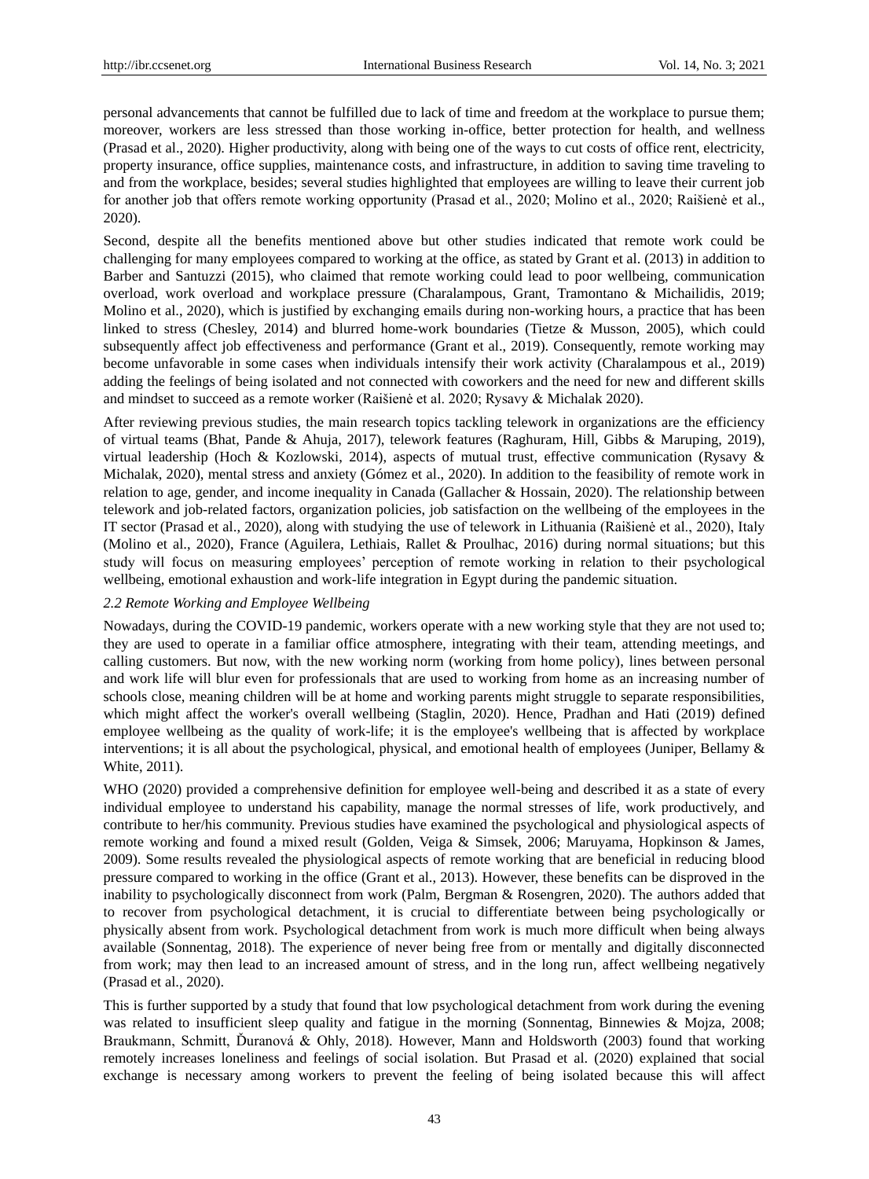personal advancements that cannot be fulfilled due to lack of time and freedom at the workplace to pursue them; moreover, workers are less stressed than those working in-office, better protection for health, and wellness (Prasad et al., 2020). Higher productivity, along with being one of the ways to cut costs of office rent, electricity, property insurance, office supplies, maintenance costs, and infrastructure, in addition to saving time traveling to and from the workplace, besides; several studies highlighted that employees are willing to leave their current job for another job that offers remote working opportunity (Prasad et al., 2020; Molino et al., 2020; Raišienė et al., 2020).

Second, despite all the benefits mentioned above but other studies indicated that remote work could be challenging for many employees compared to working at the office, as stated by Grant et al. (2013) in addition to Barber and Santuzzi (2015), who claimed that remote working could lead to poor wellbeing, communication overload, work overload and workplace pressure (Charalampous, Grant, Tramontano & Michailidis, 2019; Molino et al., 2020), which is justified by exchanging emails during non-working hours, a practice that has been linked to stress (Chesley, 2014) and blurred home-work boundaries (Tietze & Musson, 2005), which could subsequently affect job effectiveness and performance (Grant et al., 2019). Consequently, remote working may become unfavorable in some cases when individuals intensify their work activity (Charalampous et al., 2019) adding the feelings of being isolated and not connected with coworkers and the need for new and different skills and mindset to succeed as a remote worker (Raišienė et al. 2020; Rysavy & Michalak 2020).

After reviewing previous studies, the main research topics tackling telework in organizations are the efficiency of virtual teams (Bhat, Pande & Ahuja, 2017), telework features (Raghuram, Hill, Gibbs & Maruping, 2019), virtual leadership (Hoch & Kozlowski, 2014), aspects of mutual trust, effective communication (Rysavy & Michalak, 2020), mental stress and anxiety (Gómez et al., 2020). In addition to the feasibility of remote work in relation to age, gender, and income inequality in Canada (Gallacher & Hossain, 2020). The relationship between telework and job-related factors, organization policies, job satisfaction on the wellbeing of the employees in the IT sector (Prasad et al., 2020), along with studying the use of telework in Lithuania (Raišienė et al., 2020), Italy (Molino et al., 2020), France (Aguilera, Lethiais, Rallet & Proulhac, 2016) during normal situations; but this study will focus on measuring employees' perception of remote working in relation to their psychological wellbeing, emotional exhaustion and work-life integration in Egypt during the pandemic situation.

### *2.2 Remote Working and Employee Wellbeing*

Nowadays, during the COVID-19 pandemic, workers operate with a new working style that they are not used to; they are used to operate in a familiar office atmosphere, integrating with their team, attending meetings, and calling customers. But now, with the new working norm (working from home policy), lines between personal and work life will blur even for professionals that are used to working from home as an increasing number of schools close, meaning children will be at home and working parents might struggle to separate responsibilities, which might affect the worker's overall wellbeing (Staglin, 2020). Hence, Pradhan and Hati (2019) defined employee wellbeing as the quality of work-life; it is the employee's wellbeing that is affected by workplace interventions; it is all about the psychological, physical, and emotional health of employees (Juniper, Bellamy & White, 2011).

WHO (2020) provided a comprehensive definition for employee well-being and described it as a state of every individual employee to understand his capability, manage the normal stresses of life, work productively, and contribute to her/his community. Previous studies have examined the psychological and physiological aspects of remote working and found a mixed result (Golden, Veiga & Simsek, 2006; Maruyama, Hopkinson & James, 2009). Some results revealed the physiological aspects of remote working that are beneficial in reducing blood pressure compared to working in the office (Grant et al., 2013). However, these benefits can be disproved in the inability to psychologically disconnect from work (Palm, Bergman & Rosengren, 2020). The authors added that to recover from psychological detachment, it is crucial to differentiate between being psychologically or physically absent from work. Psychological detachment from work is much more difficult when being always available (Sonnentag, 2018). The experience of never being free from or mentally and digitally disconnected from work; may then lead to an increased amount of stress, and in the long run, affect wellbeing negatively (Prasad et al., 2020).

This is further supported by a study that found that low psychological detachment from work during the evening was related to insufficient sleep quality and fatigue in the morning (Sonnentag, Binnewies & Mojza, 2008; Braukmann, Schmitt, Ďuranová & Ohly, 2018). However, Mann and Holdsworth (2003) found that working remotely increases loneliness and feelings of social isolation. But Prasad et al. (2020) explained that social exchange is necessary among workers to prevent the feeling of being isolated because this will affect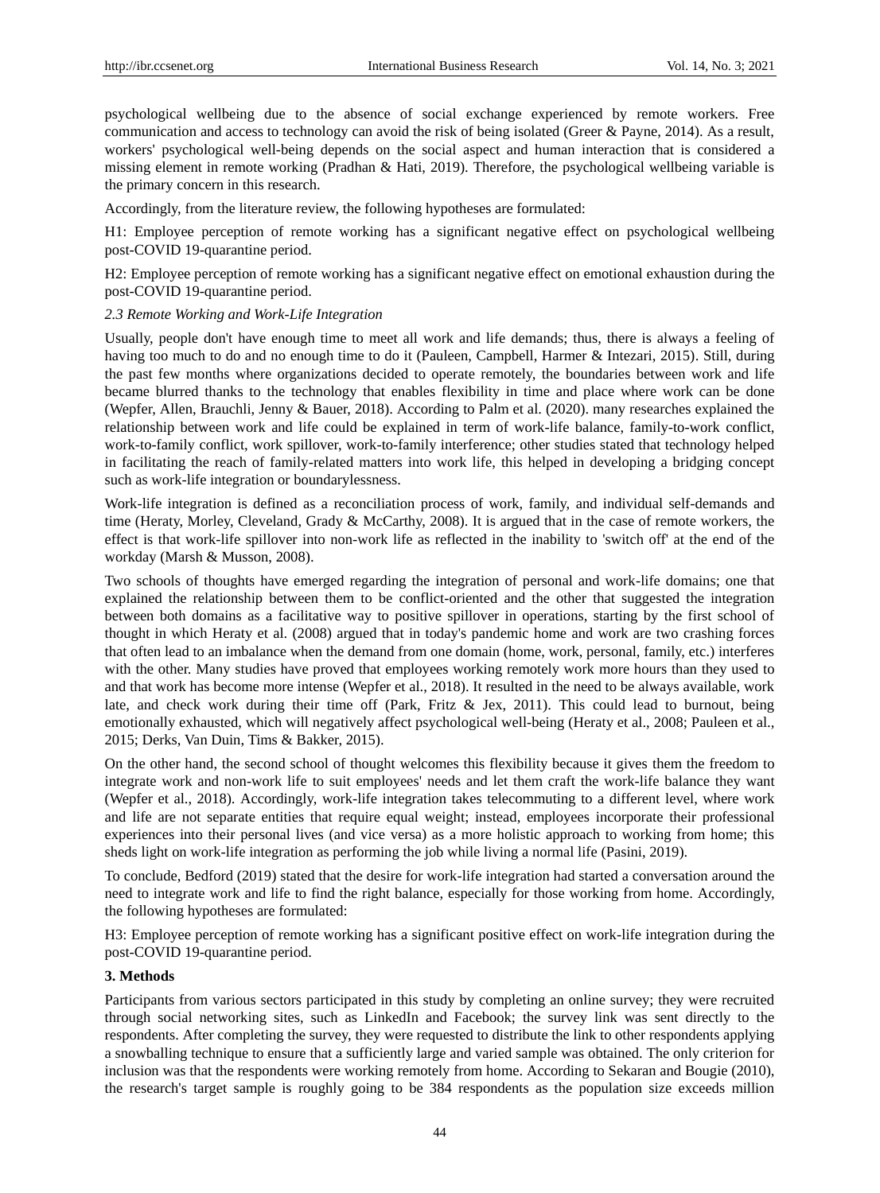psychological wellbeing due to the absence of social exchange experienced by remote workers. Free communication and access to technology can avoid the risk of being isolated (Greer & Payne, 2014). As a result, workers' psychological well-being depends on the social aspect and human interaction that is considered a missing element in remote working (Pradhan & Hati, 2019). Therefore, the psychological wellbeing variable is the primary concern in this research.

Accordingly, from the literature review, the following hypotheses are formulated:

H1: Employee perception of remote working has a significant negative effect on psychological wellbeing post-COVID 19-quarantine period.

H2: Employee perception of remote working has a significant negative effect on emotional exhaustion during the post-COVID 19-quarantine period.

### *2.3 Remote Working and Work-Life Integration*

Usually, people don't have enough time to meet all work and life demands; thus, there is always a feeling of having too much to do and no enough time to do it (Pauleen, Campbell, Harmer & Intezari, 2015). Still, during the past few months where organizations decided to operate remotely, the boundaries between work and life became blurred thanks to the technology that enables flexibility in time and place where work can be done (Wepfer, Allen, Brauchli, Jenny & Bauer, 2018). According to Palm et al. (2020). many researches explained the relationship between work and life could be explained in term of work-life balance, family-to-work conflict, work-to-family conflict, work spillover, work-to-family interference; other studies stated that technology helped in facilitating the reach of family-related matters into work life, this helped in developing a bridging concept such as work-life integration or boundarylessness.

Work-life integration is defined as a reconciliation process of work, family, and individual self-demands and time (Heraty, Morley, Cleveland, Grady & McCarthy, 2008). It is argued that in the case of remote workers, the effect is that work-life spillover into non-work life as reflected in the inability to 'switch off' at the end of the workday (Marsh & Musson, 2008).

Two schools of thoughts have emerged regarding the integration of personal and work-life domains; one that explained the relationship between them to be conflict-oriented and the other that suggested the integration between both domains as a facilitative way to positive spillover in operations, starting by the first school of thought in which Heraty et al. (2008) argued that in today's pandemic home and work are two crashing forces that often lead to an imbalance when the demand from one domain (home, work, personal, family, etc.) interferes with the other. Many studies have proved that employees working remotely work more hours than they used to and that work has become more intense (Wepfer et al., 2018). It resulted in the need to be always available, work late, and check work during their time off (Park, Fritz & Jex, 2011). This could lead to burnout, being emotionally exhausted, which will negatively affect psychological well-being (Heraty et al., 2008; Pauleen et al., 2015; Derks, Van Duin, Tims & Bakker, 2015).

On the other hand, the second school of thought welcomes this flexibility because it gives them the freedom to integrate work and non-work life to suit employees' needs and let them craft the work-life balance they want (Wepfer et al., 2018). Accordingly, work-life integration takes telecommuting to a different level, where work and life are not separate entities that require equal weight; instead, employees incorporate their professional experiences into their personal lives (and vice versa) as a more holistic approach to working from home; this sheds light on work-life integration as performing the job while living a normal life (Pasini, 2019).

To conclude, Bedford (2019) stated that the desire for work-life integration had started a conversation around the need to integrate work and life to find the right balance, especially for those working from home. Accordingly, the following hypotheses are formulated:

H3: Employee perception of remote working has a significant positive effect on work-life integration during the post-COVID 19-quarantine period.

## 3. Methods

Participants from various sectors participated in this study by completing an online survey; they were recruited through social networking sites, such as LinkedIn and Facebook; the survey link was sent directly to the respondents. After completing the survey, they were requested to distribute the link to other respondents applying a snowballing technique to ensure that a sufficiently large and varied sample was obtained. The only criterion for inclusion was that the respondents were working remotely from home. According to Sekaran and Bougie (2010), the research's target sample is roughly going to be 384 respondents as the population size exceeds million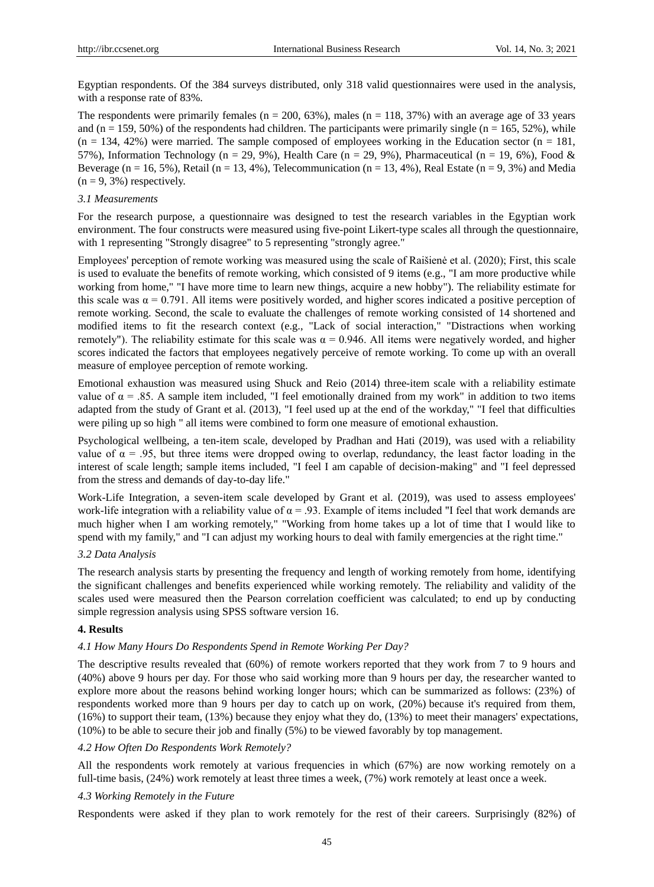Egyptian respondents. Of the 384 surveys distributed, only 318 valid questionnaires were used in the analysis, with a response rate of 83%.

The respondents were primarily females (n = 200, 63%), males (n = 118, 37%) with an average age of 33 years and (n = 159, 50%) of the respondents had children. The participants were primarily single (n = 165, 52%), while (n = 134, 42%) were married. The sample composed of employees working in the Education sector (n = 181, 57%), Information Technology (n = 29, 9%), Health Care (n = 29, 9%), Pharmaceutical (n = 19, 6%), Food & Beverage (n = 16, 5%), Retail (n = 13, 4%), Telecommunication (n = 13, 4%), Real Estate (n = 9, 3%) and Media (n = 9, 3%) respectively.

### *3.1 Measurements*

For the research purpose, a questionnaire was designed to test the research variables in the Egyptian work environment. The four constructs were measured using five-point Likert-type scales all through the questionnaire, with 1 representing "Strongly disagree" to 5 representing "strongly agree."

Employees' perception of remote working was measured using the scale of Raišienė et al. (2020); First, this scale is used to evaluate the benefits of remote working, which consisted of 9 items (e.g., "I am more productive while working from home," "I have more time to learn new things, acquire a new hobby"). The reliability estimate for this scale was $\alpha = 0.791$. All items were positively worded, and higher scores indicated a positive perception of remote working. Second, the scale to evaluate the challenges of remote working consisted of 14 shortened and modified items to fit the research context (e.g., "Lack of social interaction," "Distractions when working remotely"). The reliability estimate for this scale was $\alpha = 0.946$. All items were negatively worded, and higher scores indicated the factors that employees negatively perceive of remote working. To come up with an overall measure of employee perception of remote working.

Emotional exhaustion was measured using Shuck and Reio (2014) three-item scale with a reliability estimate value of $\alpha = .85$. A sample item included, "I feel emotionally drained from my work" in addition to two items adapted from the study of Grant et al. (2013), "I feel used up at the end of the workday," "I feel that difficulties were piling up so high " all items were combined to form one measure of emotional exhaustion.

Psychological wellbeing, a ten-item scale, developed by Pradhan and Hati (2019), was used with a reliability value of $\alpha = .95$, but three items were dropped owing to overlap, redundancy, the least factor loading in the interest of scale length; sample items included, "I feel I am capable of decision-making" and "I feel depressed from the stress and demands of day-to-day life."

Work-Life Integration, a seven-item scale developed by Grant et al. (2019), was used to assess employees' work-life integration with a reliability value of $\alpha = .93$. Example of items included "I feel that work demands are much higher when I am working remotely," "Working from home takes up a lot of time that I would like to spend with my family," and "I can adjust my working hours to deal with family emergencies at the right time."

### *3.2 Data Analysis*

The research analysis starts by presenting the frequency and length of working remotely from home, identifying the significant challenges and benefits experienced while working remotely. The reliability and validity of the scales used were measured then the Pearson correlation coefficient was calculated; to end up by conducting simple regression analysis using SPSS software version 16.

## **4. Results**

### *4.1 How Many Hours Do Respondents Spend in Remote Working Per Day?*

The descriptive results revealed that (60%) of remote workers reported that they work from 7 to 9 hours and (40%) above 9 hours per day. For those who said working more than 9 hours per day, the researcher wanted to explore more about the reasons behind working longer hours; which can be summarized as follows: (23%) of respondents worked more than 9 hours per day to catch up on work, (20%) because it's required from them, (16%) to support their team, (13%) because they enjoy what they do, (13%) to meet their managers' expectations, (10%) to be able to secure their job and finally (5%) to be viewed favorably by top management.

### *4.2 How Often Do Respondents Work Remotely?*

All the respondents work remotely at various frequencies in which (67%) are now working remotely on a full-time basis, (24%) work remotely at least three times a week, (7%) work remotely at least once a week.

### *4.3 Working Remotely in the Future*

Respondents were asked if they plan to work remotely for the rest of their careers. Surprisingly (82%) of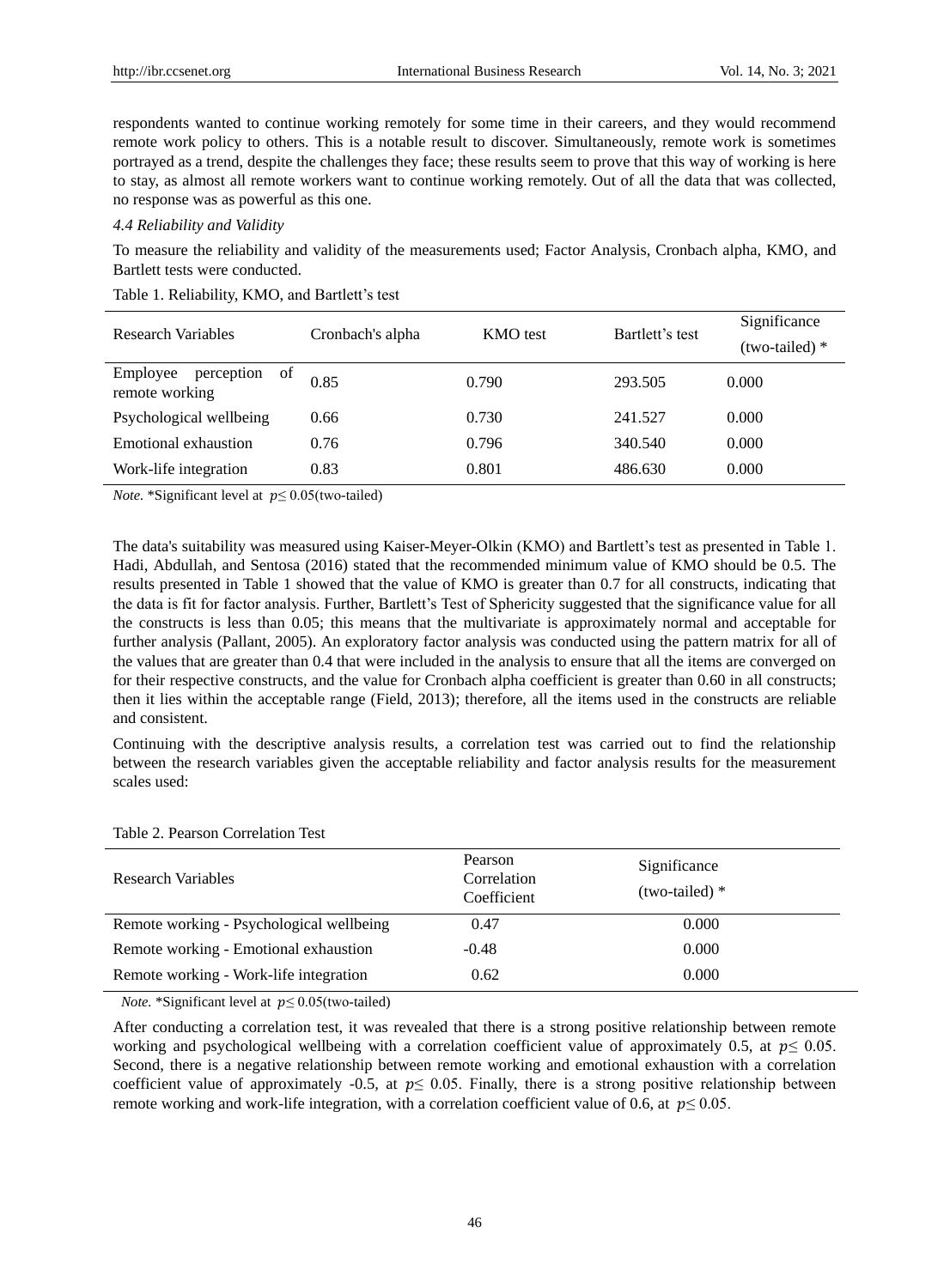respondents wanted to continue working remotely for some time in their careers, and they would recommend remote work policy to others. This is a notable result to discover. Simultaneously, remote work is sometimes portrayed as a trend, despite the challenges they face; these results seem to prove that this way of working is here to stay, as almost all remote workers want to continue working remotely. Out of all the data that was collected, no response was as powerful as this one.

### *4.4 Reliability and Validity*

To measure the reliability and validity of the measurements used; Factor Analysis, Cronbach alpha, KMO, and Bartlett tests were conducted.

Table 1. Reliability, KMO, and Bartlett's test

| Research Variables | Cronbach's alpha | KMO test | Bartlett's test | Significance (two-tailed) * |
|---|---|---|---|---|
| Employee perception of remote working | 0.85 | 0.790 | 293.505 | 0.000 |
| Psychological wellbeing | 0.66 | 0.730 | 241.527 | 0.000 |
| Emotional exhaustion | 0.76 | 0.796 | 340.540 | 0.000 |
| Work-life integration | 0.83 | 0.801 | 486.630 | 0.000 |

*Note.* *Significant level at $p \leq 0.05$(two-tailed)

The data's suitability was measured using Kaiser-Meyer-Olkin (KMO) and Bartlett's test as presented in Table 1. Hadi, Abdullah, and Sentosa (2016) stated that the recommended minimum value of KMO should be 0.5. The results presented in Table 1 showed that the value of KMO is greater than 0.7 for all constructs, indicating that the data is fit for factor analysis. Further, Bartlett's Test of Sphericity suggested that the significance value for all the constructs is less than 0.05; this means that the multivariate is approximately normal and acceptable for further analysis (Pallant, 2005). An exploratory factor analysis was conducted using the pattern matrix for all of the values that are greater than 0.4 that were included in the analysis to ensure that all the items are converged on for their respective constructs, and the value for Cronbach alpha coefficient is greater than 0.60 in all constructs; then it lies within the acceptable range (Field, 2013); therefore, all the items used in the constructs are reliable and consistent.

Continuing with the descriptive analysis results, a correlation test was carried out to find the relationship between the research variables given the acceptable reliability and factor analysis results for the measurement scales used:

Table 2. Pearson Correlation Test

| Research Variables | Pearson Correlation Coefficient | Significance (two-tailed) * |
|---|---|---|
| Remote working - Psychological wellbeing | 0.47 | 0.000 |
| Remote working - Emotional exhaustion | -0.48 | 0.000 |
| Remote working - Work-life integration | 0.62 | 0.000 |

*Note.* *Significant level at $p \leq 0.05$(two-tailed)

After conducting a correlation test, it was revealed that there is a strong positive relationship between remote working and psychological wellbeing with a correlation coefficient value of approximately 0.5, at $p \leq 0.05$. Second, there is a negative relationship between remote working and emotional exhaustion with a correlation coefficient value of approximately -0.5, at $p \leq 0.05$. Finally, there is a strong positive relationship between remote working and work-life integration, with a correlation coefficient value of 0.6, at $p \leq 0.05$.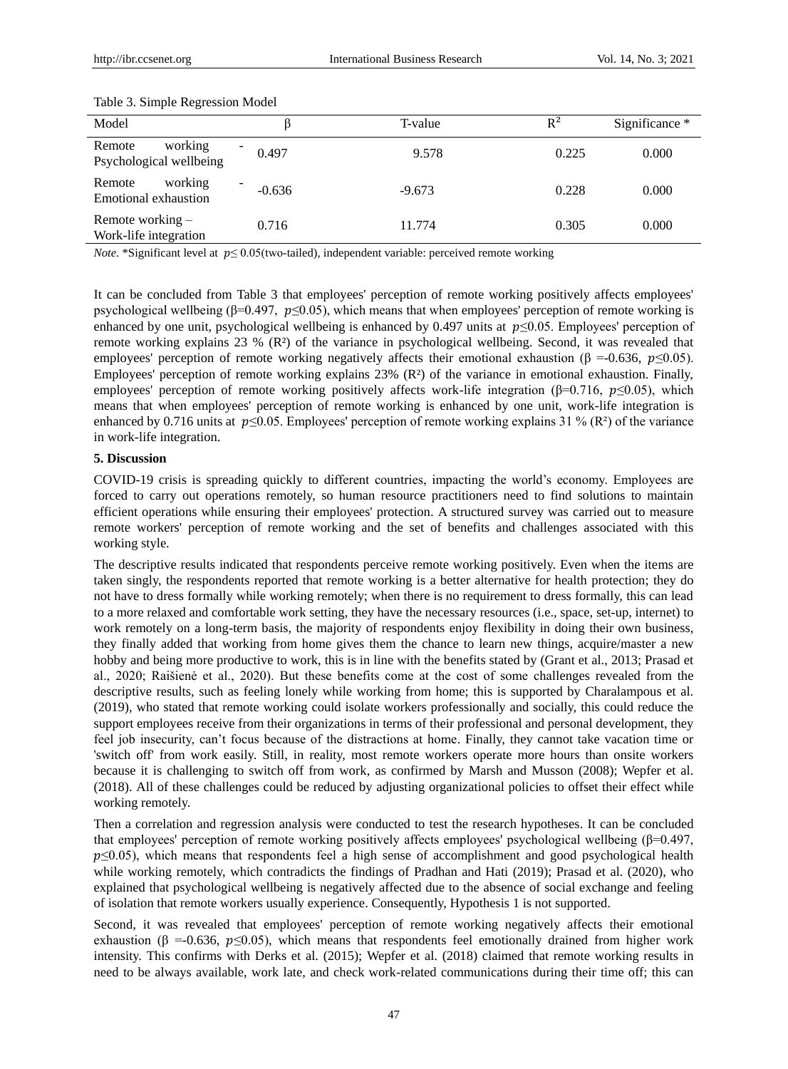Table 3. Simple Regression Model

| Model | β | T-value | $R^2$ | Significance * |
|---|---|---|---|---|
| Remote working - Psychological wellbeing | 0.497 | 9.578 | 0.225 | 0.000 |
| Remote working - Emotional exhaustion | -0.636 | -9.673 | 0.228 | 0.000 |
| Remote working – Work-life integration | 0.716 | 11.774 | 0.305 | 0.000 |

*Note.* *Significant level at $p \leq 0.05$(two-tailed), independent variable: perceived remote working

It can be concluded from Table 3 that employees' perception of remote working positively affects employees' psychological wellbeing (β=0.497, $p \leq 0.05$), which means that when employees' perception of remote working is enhanced by one unit, psychological wellbeing is enhanced by 0.497 units at $p \leq 0.05$. Employees' perception of remote working explains 23 % ($R^2$) of the variance in psychological wellbeing. Second, it was revealed that employees' perception of remote working negatively affects their emotional exhaustion (β =-0.636, $p \leq 0.05$). Employees' perception of remote working explains 23% ($R^2$) of the variance in emotional exhaustion. Finally, employees' perception of remote working positively affects work-life integration (β=0.716, $p \leq 0.05$), which means that when employees' perception of remote working is enhanced by one unit, work-life integration is enhanced by 0.716 units at $p \leq 0.05$. Employees' perception of remote working explains 31 % ($R^2$) of the variance in work-life integration.

## 5. Discussion

COVID-19 crisis is spreading quickly to different countries, impacting the world's economy. Employees are forced to carry out operations remotely, so human resource practitioners need to find solutions to maintain efficient operations while ensuring their employees' protection. A structured survey was carried out to measure remote workers' perception of remote working and the set of benefits and challenges associated with this working style.

The descriptive results indicated that respondents perceive remote working positively. Even when the items are taken singly, the respondents reported that remote working is a better alternative for health protection; they do not have to dress formally while working remotely; when there is no requirement to dress formally, this can lead to a more relaxed and comfortable work setting, they have the necessary resources (i.e., space, set-up, internet) to work remotely on a long-term basis, the majority of respondents enjoy flexibility in doing their own business, they finally added that working from home gives them the chance to learn new things, acquire/master a new hobby and being more productive to work, this is in line with the benefits stated by (Grant et al., 2013; Prasad et al., 2020; Raišienė et al., 2020). But these benefits come at the cost of some challenges revealed from the descriptive results, such as feeling lonely while working from home; this is supported by Charalampous et al. (2019), who stated that remote working could isolate workers professionally and socially, this could reduce the support employees receive from their organizations in terms of their professional and personal development, they feel job insecurity, can't focus because of the distractions at home. Finally, they cannot take vacation time or 'switch off' from work easily. Still, in reality, most remote workers operate more hours than onsite workers because it is challenging to switch off from work, as confirmed by Marsh and Musson (2008); Wepfer et al. (2018). All of these challenges could be reduced by adjusting organizational policies to offset their effect while working remotely.

Then a correlation and regression analysis were conducted to test the research hypotheses. It can be concluded that employees' perception of remote working positively affects employees' psychological wellbeing (β=0.497, $p \leq 0.05$), which means that respondents feel a high sense of accomplishment and good psychological health while working remotely, which contradicts the findings of Pradhan and Hati (2019); Prasad et al. (2020), who explained that psychological wellbeing is negatively affected due to the absence of social exchange and feeling of isolation that remote workers usually experience. Consequently, Hypothesis 1 is not supported.

Second, it was revealed that employees' perception of remote working negatively affects their emotional exhaustion (β =-0.636, $p \leq 0.05$), which means that respondents feel emotionally drained from higher work intensity. This confirms with Derks et al. (2015); Wepfer et al. (2018) claimed that remote working results in need to be always available, work late, and check work-related communications during their time off; this can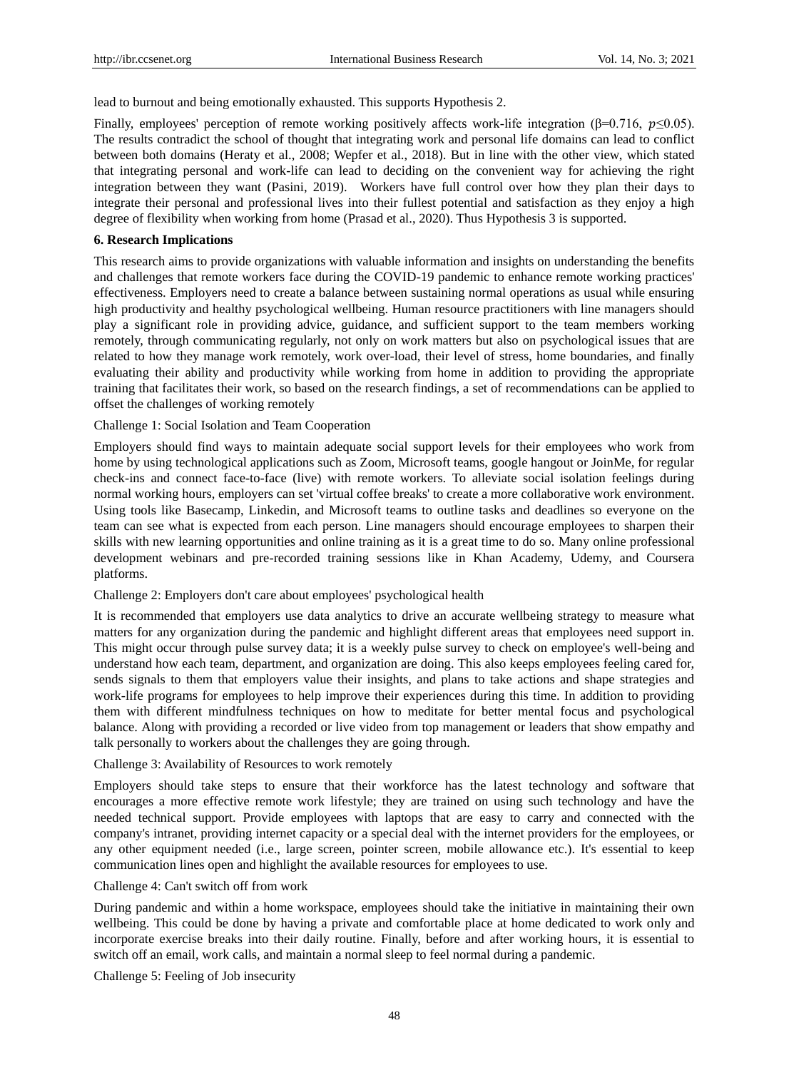lead to burnout and being emotionally exhausted. This supports Hypothesis 2.

Finally, employees' perception of remote working positively affects work-life integration ($\beta$=0.716, $p \leq 0.05$). The results contradict the school of thought that integrating work and personal life domains can lead to conflict between both domains (Heraty et al., 2008; Wepfer et al., 2018). But in line with the other view, which stated that integrating personal and work-life can lead to deciding on the convenient way for achieving the right integration between they want (Pasini, 2019). Workers have full control over how they plan their days to integrate their personal and professional lives into their fullest potential and satisfaction as they enjoy a high degree of flexibility when working from home (Prasad et al., 2020). Thus Hypothesis 3 is supported.

## 6. Research Implications

This research aims to provide organizations with valuable information and insights on understanding the benefits and challenges that remote workers face during the COVID-19 pandemic to enhance remote working practices' effectiveness. Employers need to create a balance between sustaining normal operations as usual while ensuring high productivity and healthy psychological wellbeing. Human resource practitioners with line managers should play a significant role in providing advice, guidance, and sufficient support to the team members working remotely, through communicating regularly, not only on work matters but also on psychological issues that are related to how they manage work remotely, work over-load, their level of stress, home boundaries, and finally evaluating their ability and productivity while working from home in addition to providing the appropriate training that facilitates their work, so based on the research findings, a set of recommendations can be applied to offset the challenges of working remotely

Challenge 1: Social Isolation and Team Cooperation

Employers should find ways to maintain adequate social support levels for their employees who work from home by using technological applications such as Zoom, Microsoft teams, google hangout or JoinMe, for regular check-ins and connect face-to-face (live) with remote workers. To alleviate social isolation feelings during normal working hours, employers can set 'virtual coffee breaks' to create a more collaborative work environment. Using tools like Basecamp, Linkedin, and Microsoft teams to outline tasks and deadlines so everyone on the team can see what is expected from each person. Line managers should encourage employees to sharpen their skills with new learning opportunities and online training as it is a great time to do so. Many online professional development webinars and pre-recorded training sessions like in Khan Academy, Udemy, and Coursera platforms.

Challenge 2: Employers don't care about employees' psychological health

It is recommended that employers use data analytics to drive an accurate wellbeing strategy to measure what matters for any organization during the pandemic and highlight different areas that employees need support in. This might occur through pulse survey data; it is a weekly pulse survey to check on employee's well-being and understand how each team, department, and organization are doing. This also keeps employees feeling cared for, sends signals to them that employers value their insights, and plans to take actions and shape strategies and work-life programs for employees to help improve their experiences during this time. In addition to providing them with different mindfulness techniques on how to meditate for better mental focus and psychological balance. Along with providing a recorded or live video from top management or leaders that show empathy and talk personally to workers about the challenges they are going through.

Challenge 3: Availability of Resources to work remotely

Employers should take steps to ensure that their workforce has the latest technology and software that encourages a more effective remote work lifestyle; they are trained on using such technology and have the needed technical support. Provide employees with laptops that are easy to carry and connected with the company's intranet, providing internet capacity or a special deal with the internet providers for the employees, or any other equipment needed (i.e., large screen, pointer screen, mobile allowance etc.). It's essential to keep communication lines open and highlight the available resources for employees to use.

Challenge 4: Can't switch off from work

During pandemic and within a home workspace, employees should take the initiative in maintaining their own wellbeing. This could be done by having a private and comfortable place at home dedicated to work only and incorporate exercise breaks into their daily routine. Finally, before and after working hours, it is essential to switch off an email, work calls, and maintain a normal sleep to feel normal during a pandemic.

Challenge 5: Feeling of Job insecurity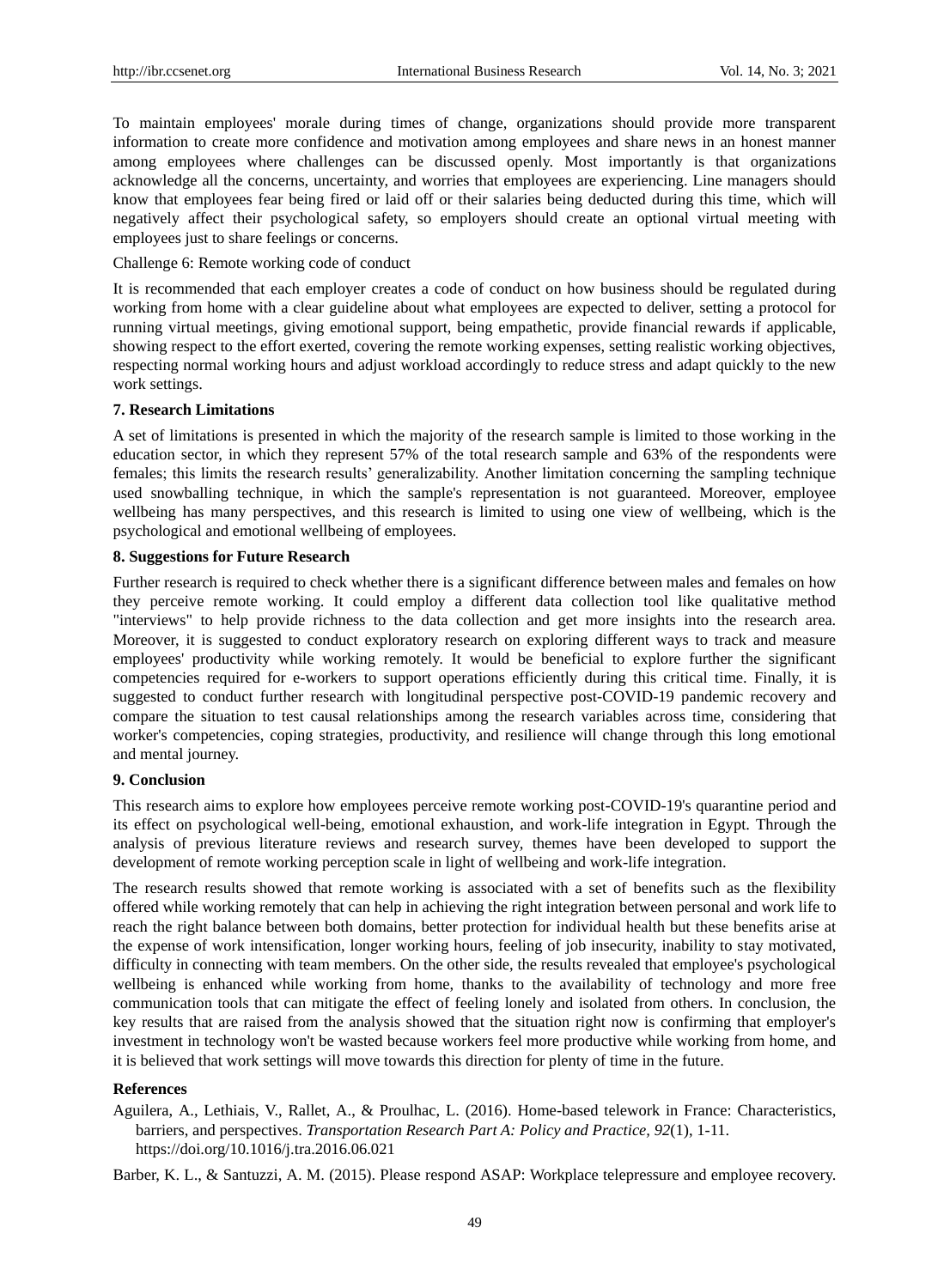To maintain employees' morale during times of change, organizations should provide more transparent information to create more confidence and motivation among employees and share news in an honest manner among employees where challenges can be discussed openly. Most importantly is that organizations acknowledge all the concerns, uncertainty, and worries that employees are experiencing. Line managers should know that employees fear being fired or laid off or their salaries being deducted during this time, which will negatively affect their psychological safety, so employers should create an optional virtual meeting with employees just to share feelings or concerns.

Challenge 6: Remote working code of conduct

It is recommended that each employer creates a code of conduct on how business should be regulated during working from home with a clear guideline about what employees are expected to deliver, setting a protocol for running virtual meetings, giving emotional support, being empathetic, provide financial rewards if applicable, showing respect to the effort exerted, covering the remote working expenses, setting realistic working objectives, respecting normal working hours and adjust workload accordingly to reduce stress and adapt quickly to the new work settings.

## 7. Research Limitations

A set of limitations is presented in which the majority of the research sample is limited to those working in the education sector, in which they represent 57% of the total research sample and 63% of the respondents were females; this limits the research results' generalizability. Another limitation concerning the sampling technique used snowballing technique, in which the sample's representation is not guaranteed. Moreover, employee wellbeing has many perspectives, and this research is limited to using one view of wellbeing, which is the psychological and emotional wellbeing of employees.

## 8. Suggestions for Future Research

Further research is required to check whether there is a significant difference between males and females on how they perceive remote working. It could employ a different data collection tool like qualitative method "interviews" to help provide richness to the data collection and get more insights into the research area. Moreover, it is suggested to conduct exploratory research on exploring different ways to track and measure employees' productivity while working remotely. It would be beneficial to explore further the significant competencies required for e-workers to support operations efficiently during this critical time. Finally, it is suggested to conduct further research with longitudinal perspective post-COVID-19 pandemic recovery and compare the situation to test causal relationships among the research variables across time, considering that worker's competencies, coping strategies, productivity, and resilience will change through this long emotional and mental journey.

## 9. Conclusion

This research aims to explore how employees perceive remote working post-COVID-19's quarantine period and its effect on psychological well-being, emotional exhaustion, and work-life integration in Egypt. Through the analysis of previous literature reviews and research survey, themes have been developed to support the development of remote working perception scale in light of wellbeing and work-life integration.

The research results showed that remote working is associated with a set of benefits such as the flexibility offered while working remotely that can help in achieving the right integration between personal and work life to reach the right balance between both domains, better protection for individual health but these benefits arise at the expense of work intensification, longer working hours, feeling of job insecurity, inability to stay motivated, difficulty in connecting with team members. On the other side, the results revealed that employee's psychological wellbeing is enhanced while working from home, thanks to the availability of technology and more free communication tools that can mitigate the effect of feeling lonely and isolated from others. In conclusion, the key results that are raised from the analysis showed that the situation right now is confirming that employer's investment in technology won't be wasted because workers feel more productive while working from home, and it is believed that work settings will move towards this direction for plenty of time in the future.

## References

Aguilera, A., Lethiais, V., Rallet, A., & Proulhac, L. (2016). Home-based telework in France: Characteristics, barriers, and perspectives. *Transportation Research Part A: Policy and Practice*, *92*(1), 1-11. https://doi.org/10.1016/j.tra.2016.06.021

Barber, K. L., & Santuzzi, A. M. (2015). Please respond ASAP: Workplace telepressure and employee recovery.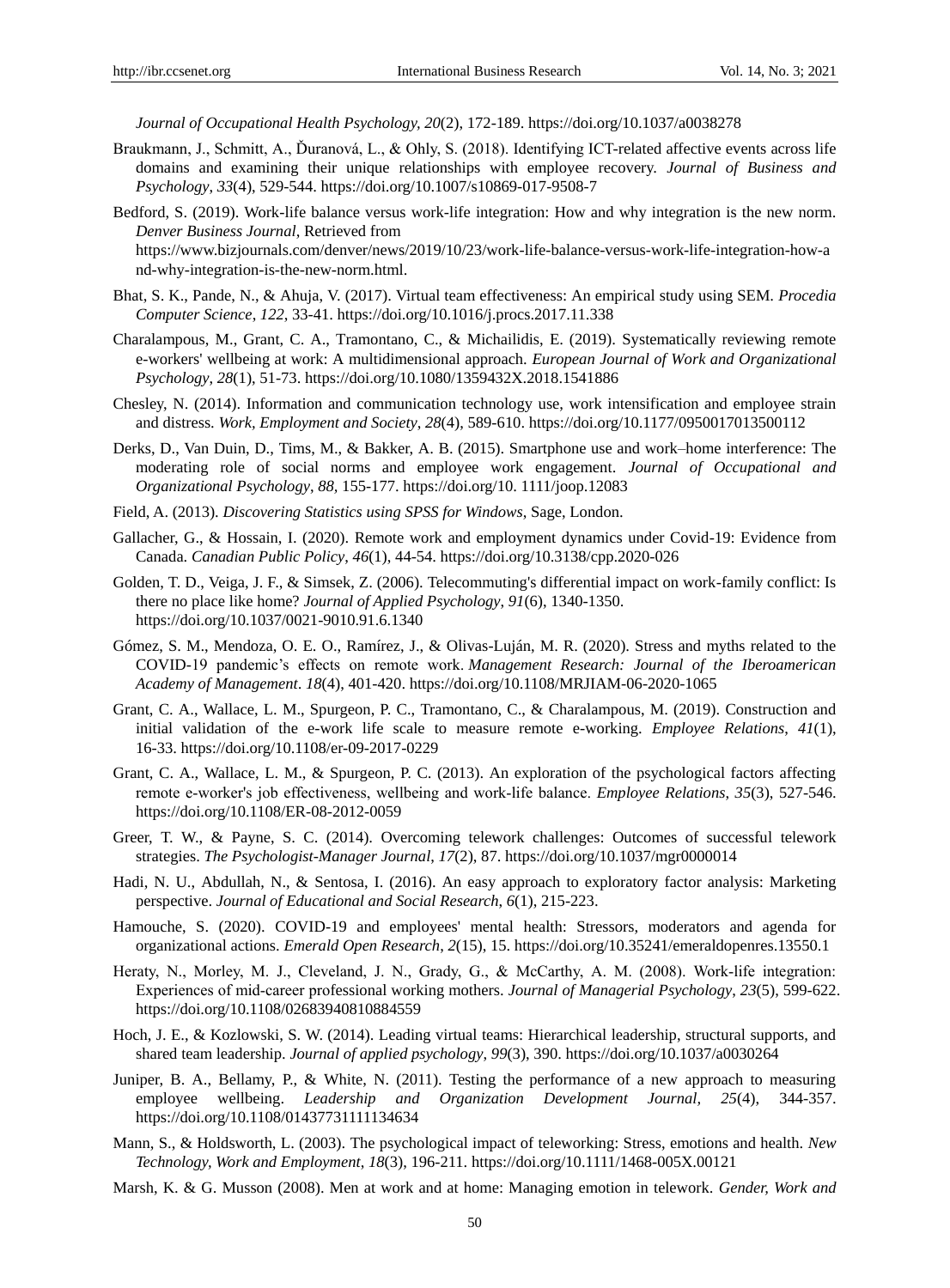*Journal of Occupational Health Psychology*, *20*(2), 172-189. https://doi.org/10.1037/a0038278

Braukmann, J., Schmitt, A., Ďuranová, L., & Ohly, S. (2018). Identifying ICT-related affective events across life domains and examining their unique relationships with employee recovery. *Journal of Business and Psychology*, *33*(4), 529-544. https://doi.org/10.1007/s10869-017-9508-7

Bedford, S. (2019). Work-life balance versus work-life integration: How and why integration is the new norm. *Denver Business Journal*, Retrieved from https://www.bizjournals.com/denver/news/2019/10/23/work-life-balance-versus-work-life-integration-how-and-why-integration-is-the-new-norm.html.

Bhat, S. K., Pande, N., & Ahuja, V. (2017). Virtual team effectiveness: An empirical study using SEM. *Procedia Computer Science*, *122*, 33-41. https://doi.org/10.1016/j.procs.2017.11.338

Charalampous, M., Grant, C. A., Tramontano, C., & Michailidis, E. (2019). Systematically reviewing remote e-workers' wellbeing at work: A multidimensional approach. *European Journal of Work and Organizational Psychology*, *28*(1), 51-73. https://doi.org/10.1080/1359432X.2018.1541886

Chesley, N. (2014). Information and communication technology use, work intensification and employee strain and distress. *Work, Employment and Society*, *28*(4), 589-610. https://doi.org/10.1177/0950017013500112

Derks, D., Van Duin, D., Tims, M., & Bakker, A. B. (2015). Smartphone use and work–home interference: The moderating role of social norms and employee work engagement. *Journal of Occupational and Organizational Psychology*, *88*, 155-177. https://doi.org/10. 1111/joop.12083

Field, A. (2013). *Discovering Statistics using SPSS for Windows*, Sage, London.

Gallacher, G., & Hossain, I. (2020). Remote work and employment dynamics under Covid-19: Evidence from Canada. *Canadian Public Policy*, *46*(1), 44-54. https://doi.org/10.3138/cpp.2020-026

Golden, T. D., Veiga, J. F., & Simsek, Z. (2006). Telecommuting's differential impact on work-family conflict: Is there no place like home? *Journal of Applied Psychology*, *91*(6), 1340-1350. https://doi.org/10.1037/0021-9010.91.6.1340

Gómez, S. M., Mendoza, O. E. O., Ramírez, J., & Olivas-Luján, M. R. (2020). Stress and myths related to the COVID-19 pandemic's effects on remote work. *Management Research: Journal of the Iberoamerican Academy of Management*. *18*(4), 401-420. https://doi.org/10.1108/MRJIAM-06-2020-1065

Grant, C. A., Wallace, L. M., Spurgeon, P. C., Tramontano, C., & Charalampous, M. (2019). Construction and initial validation of the e-work life scale to measure remote e-working. *Employee Relations*, *41*(1), 16-33. https://doi.org/10.1108/er-09-2017-0229

Grant, C. A., Wallace, L. M., & Spurgeon, P. C. (2013). An exploration of the psychological factors affecting remote e-worker's job effectiveness, wellbeing and work-life balance. *Employee Relations*, *35*(3), 527-546. https://doi.org/10.1108/ER-08-2012-0059

Greer, T. W., & Payne, S. C. (2014). Overcoming telework challenges: Outcomes of successful telework strategies. *The Psychologist-Manager Journal*, *17*(2), 87. https://doi.org/10.1037/mgr0000014

Hadi, N. U., Abdullah, N., & Sentosa, I. (2016). An easy approach to exploratory factor analysis: Marketing perspective. *Journal of Educational and Social Research*, *6*(1), 215-223.

Hamouche, S. (2020). COVID-19 and employees' mental health: Stressors, moderators and agenda for organizational actions. *Emerald Open Research*, *2*(15), 15. https://doi.org/10.35241/emeraldopenres.13550.1

Heraty, N., Morley, M. J., Cleveland, J. N., Grady, G., & McCarthy, A. M. (2008). Work-life integration: Experiences of mid-career professional working mothers. *Journal of Managerial Psychology*, *23*(5), 599-622. https://doi.org/10.1108/02683940810884559

Hoch, J. E., & Kozlowski, S. W. (2014). Leading virtual teams: Hierarchical leadership, structural supports, and shared team leadership. *Journal of applied psychology*, *99*(3), 390. https://doi.org/10.1037/a0030264

Juniper, B. A., Bellamy, P., & White, N. (2011). Testing the performance of a new approach to measuring employee wellbeing. *Leadership and Organization Development Journal*, *25*(4), 344-357. https://doi.org/10.1108/01437731111134634

Mann, S., & Holdsworth, L. (2003). The psychological impact of teleworking: Stress, emotions and health. *New Technology, Work and Employment*, *18*(3), 196-211. https://doi.org/10.1111/1468-005X.00121

Marsh, K. & G. Musson (2008). Men at work and at home: Managing emotion in telework. *Gender, Work and*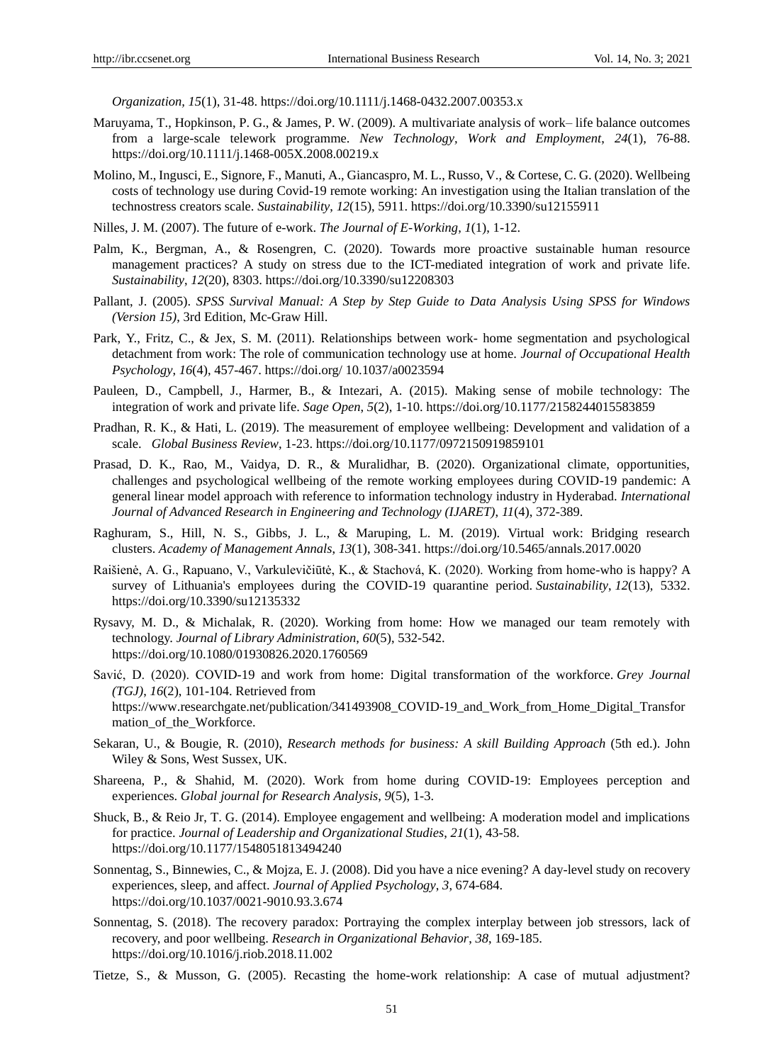*Organization*, *15*(1), 31-48. https://doi.org/10.1111/j.1468-0432.2007.00353.x

Maruyama, T., Hopkinson, P. G., & James, P. W. (2009). A multivariate analysis of work– life balance outcomes from a large-scale telework programme. *New Technology, Work and Employment*, *24*(1), 76-88. https://doi.org/10.1111/j.1468-005X.2008.00219.x

Molino, M., Ingusci, E., Signore, F., Manuti, A., Giancaspro, M. L., Russo, V., & Cortese, C. G. (2020). Wellbeing costs of technology use during Covid-19 remote working: An investigation using the Italian translation of the technostress creators scale. *Sustainability*, *12*(15), 5911. https://doi.org/10.3390/su12155911

Nilles, J. M. (2007). The future of e-work. *The Journal of E-Working*, *1*(1), 1-12.

Palm, K., Bergman, A., & Rosengren, C. (2020). Towards more proactive sustainable human resource management practices? A study on stress due to the ICT-mediated integration of work and private life. *Sustainability*, *12*(20), 8303. https://doi.org/10.3390/su12208303

Pallant, J. (2005). *SPSS Survival Manual: A Step by Step Guide to Data Analysis Using SPSS for Windows (Version 15)*, 3rd Edition, Mc-Graw Hill.

Park, Y., Fritz, C., & Jex, S. M. (2011). Relationships between work- home segmentation and psychological detachment from work: The role of communication technology use at home. *Journal of Occupational Health Psychology*, *16*(4), 457-467. https://doi.org/ 10.1037/a0023594

Pauleen, D., Campbell, J., Harmer, B., & Intezari, A. (2015). Making sense of mobile technology: The integration of work and private life. *Sage Open*, *5*(2), 1-10. https://doi.org/10.1177/2158244015583859

Pradhan, R. K., & Hati, L. (2019). The measurement of employee wellbeing: Development and validation of a scale. *Global Business Review*, 1-23. https://doi.org/10.1177/0972150919859101

Prasad, D. K., Rao, M., Vaidya, D. R., & Muralidhar, B. (2020). Organizational climate, opportunities, challenges and psychological wellbeing of the remote working employees during COVID-19 pandemic: A general linear model approach with reference to information technology industry in Hyderabad. *International Journal of Advanced Research in Engineering and Technology (IJARET)*, *11*(4), 372-389.

Raghuram, S., Hill, N. S., Gibbs, J. L., & Maruping, L. M. (2019). Virtual work: Bridging research clusters. *Academy of Management Annals*, *13*(1), 308-341. https://doi.org/10.5465/annals.2017.0020

Raišienė, A. G., Rapuano, V., Varkulevičiūtė, K., & Stachová, K. (2020). Working from home-who is happy? A survey of Lithuania's employees during the COVID-19 quarantine period. *Sustainability*, *12*(13), 5332. https://doi.org/10.3390/su12135332

Rysavy, M. D., & Michalak, R. (2020). Working from home: How we managed our team remotely with technology. *Journal of Library Administration*, *60*(5), 532-542. https://doi.org/10.1080/01930826.2020.1760569

Savić, D. (2020). COVID-19 and work from home: Digital transformation of the workforce. *Grey Journal (TGJ)*, *16*(2), 101-104. Retrieved from https://www.researchgate.net/publication/341493908_COVID-19_and_Work_from_Home_Digital_Transformation_of_the_Workforce.

Sekaran, U., & Bougie, R. (2010), *Research methods for business: A skill Building Approach* (5th ed.). John Wiley & Sons, West Sussex, UK.

Shareena, P., & Shahid, M. (2020). Work from home during COVID-19: Employees perception and experiences. *Global journal for Research Analysis*, *9*(5), 1-3.

Shuck, B., & Reio Jr, T. G. (2014). Employee engagement and wellbeing: A moderation model and implications for practice. *Journal of Leadership and Organizational Studies*, *21*(1), 43-58. https://doi.org/10.1177/1548051813494240

Sonnentag, S., Binnewies, C., & Mojza, E. J. (2008). Did you have a nice evening? A day-level study on recovery experiences, sleep, and affect. *Journal of Applied Psychology*, *3*, 674-684. https://doi.org/10.1037/0021-9010.93.3.674

Sonnentag, S. (2018). The recovery paradox: Portraying the complex interplay between job stressors, lack of recovery, and poor wellbeing. *Research in Organizational Behavior*, *38*, 169-185. https://doi.org/10.1016/j.riob.2018.11.002

Tietze, S., & Musson, G. (2005). Recasting the home-work relationship: A case of mutual adjustment?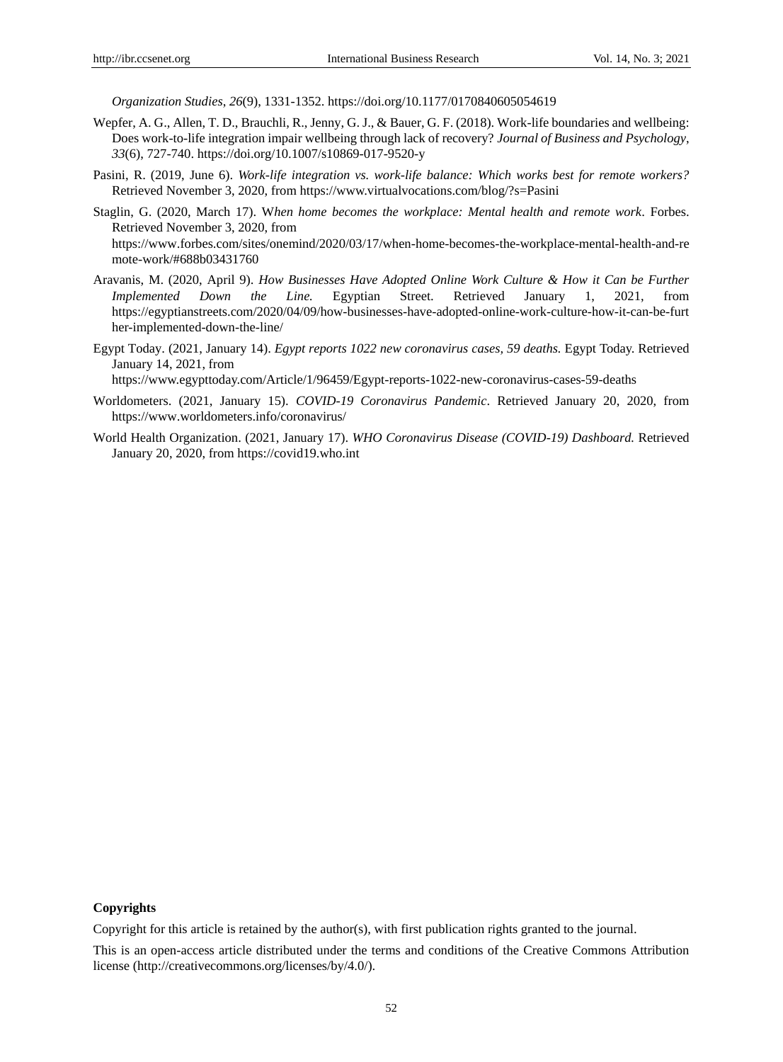*Organization Studies*, *26*(9), 1331-1352. https://doi.org/10.1177/0170840605054619

Wepfer, A. G., Allen, T. D., Brauchli, R., Jenny, G. J., & Bauer, G. F. (2018). Work-life boundaries and wellbeing: Does work-to-life integration impair wellbeing through lack of recovery? *Journal of Business and Psychology*, *33*(6), 727-740. https://doi.org/10.1007/s10869-017-9520-y

Pasini, R. (2019, June 6). *Work-life integration vs. work-life balance: Which works best for remote workers?* Retrieved November 3, 2020, from https://www.virtualvocations.com/blog/?s=Pasini

Staglin, G. (2020, March 17). W*hen home becomes the workplace: Mental health and remote work*. Forbes. Retrieved November 3, 2020, from https://www.forbes.com/sites/onemind/2020/03/17/when-home-becomes-the-workplace-mental-health-and-remote-work/#688b03431760

Aravanis, M. (2020, April 9). *How Businesses Have Adopted Online Work Culture & How it Can be Further Implemented Down the Line.* Egyptian Street. Retrieved January 1, 2021, from https://egyptianstreets.com/2020/04/09/how-businesses-have-adopted-online-work-culture-how-it-can-be-further-implemented-down-the-line/

Egypt Today. (2021, January 14). *Egypt reports 1022 new coronavirus cases, 59 deaths.* Egypt Today. Retrieved January 14, 2021, from https://www.egypttoday.com/Article/1/96459/Egypt-reports-1022-new-coronavirus-cases-59-deaths

Worldometers. (2021, January 15). *COVID-19 Coronavirus Pandemic*. Retrieved January 20, 2020, from https://www.worldometers.info/coronavirus/

World Health Organization. (2021, January 17). *WHO Coronavirus Disease (COVID-19) Dashboard.* Retrieved January 20, 2020, from https://covid19.who.int

**Copyrights**

Copyright for this article is retained by the author(s), with first publication rights granted to the journal.

This is an open-access article distributed under the terms and conditions of the Creative Commons Attribution license (http://creativecommons.org/licenses/by/4.0/).